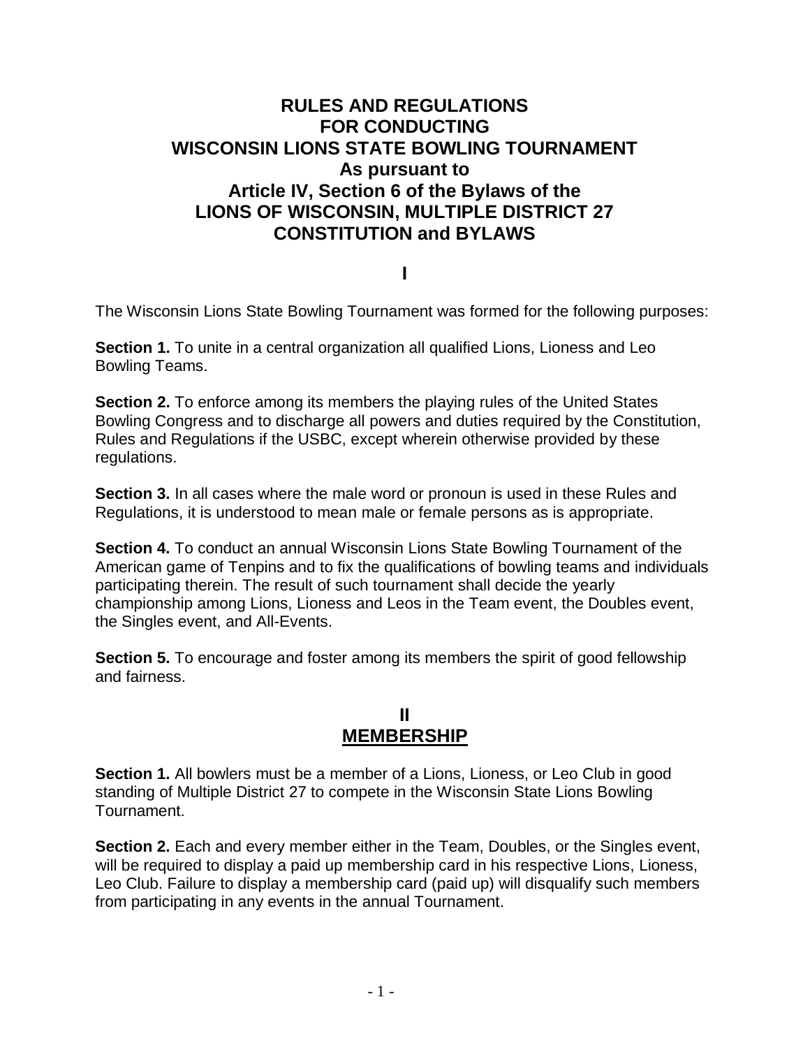# RULES AND REGULATIONS FOR CONDUCTING WISCONSIN LIONS STATE BOWLING TOURNAMENT As pursuant to Article IV, Section 6 of the Bylaws of the LIONS OF WISCONSIN, MULTIPLE DISTRICT 27 CONSTITUTION and BYLAWS

## I

The Wisconsin Lions State Bowling Tournament was formed for the following purposes:

**Section 1.** To unite in a central organization all qualified Lions, Lioness and Leo Bowling Teams.

**Section 2.** To enforce among its members the playing rules of the United States Bowling Congress and to discharge all powers and duties required by the Constitution, Rules and Regulations if the USBC, except wherein otherwise provided by these regulations.

**Section 3.** In all cases where the male word or pronoun is used in these Rules and Regulations, it is understood to mean male or female persons as is appropriate.

**Section 4.** To conduct an annual Wisconsin Lions State Bowling Tournament of the American game of Tenpins and to fix the qualifications of bowling teams and individuals participating therein. The result of such tournament shall decide the yearly championship among Lions, Lioness and Leos in the Team event, the Doubles event, the Singles event, and All-Events.

**Section 5.** To encourage and foster among its members the spirit of good fellowship and fairness.

## II
## MEMBERSHIP

**Section 1.** All bowlers must be a member of a Lions, Lioness, or Leo Club in good standing of Multiple District 27 to compete in the Wisconsin State Lions Bowling Tournament.

**Section 2.** Each and every member either in the Team, Doubles, or the Singles event, will be required to display a paid up membership card in his respective Lions, Lioness, Leo Club. Failure to display a membership card (paid up) will disqualify such members from participating in any events in the annual Tournament.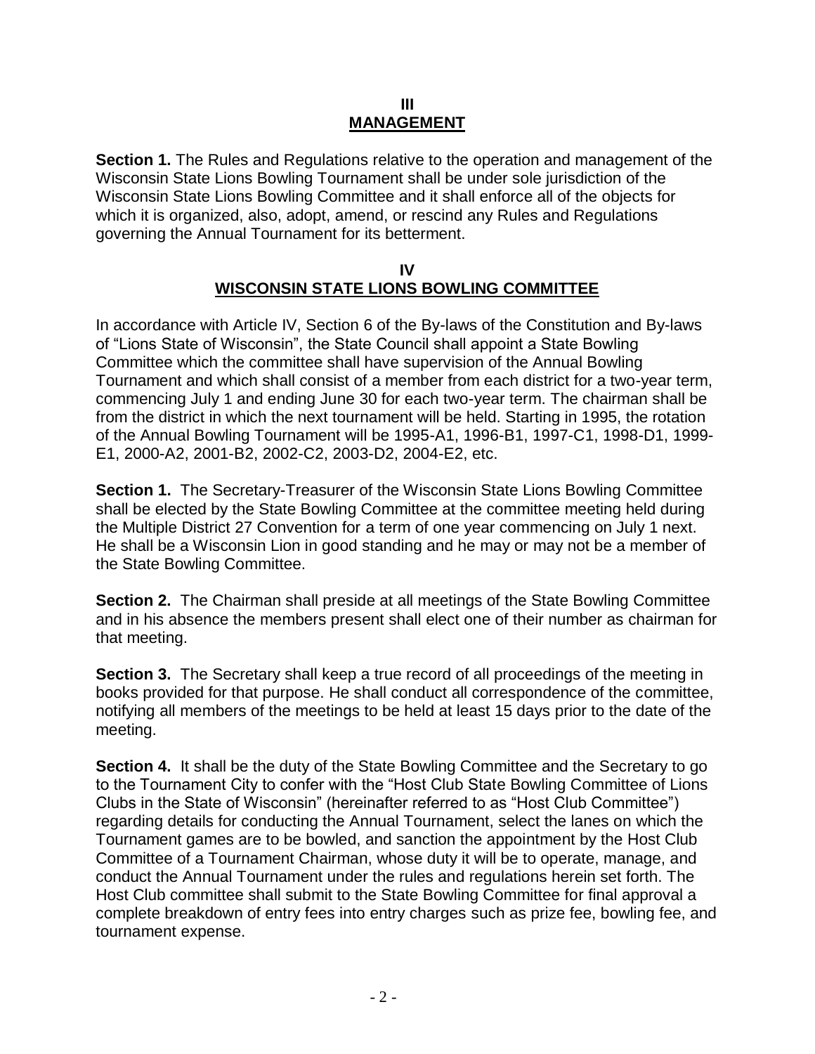## III
## MANAGEMENT

**Section 1.** The Rules and Regulations relative to the operation and management of the Wisconsin State Lions Bowling Tournament shall be under sole jurisdiction of the Wisconsin State Lions Bowling Committee and it shall enforce all of the objects for which it is organized, also, adopt, amend, or rescind any Rules and Regulations governing the Annual Tournament for its betterment.

## IV
## WISCONSIN STATE LIONS BOWLING COMMITTEE

In accordance with Article IV, Section 6 of the By-laws of the Constitution and By-laws of "Lions State of Wisconsin", the State Council shall appoint a State Bowling Committee which the committee shall have supervision of the Annual Bowling Tournament and which shall consist of a member from each district for a two-year term, commencing July 1 and ending June 30 for each two-year term. The chairman shall be from the district in which the next tournament will be held. Starting in 1995, the rotation of the Annual Bowling Tournament will be 1995-A1, 1996-B1, 1997-C1, 1998-D1, 1999-E1, 2000-A2, 2001-B2, 2002-C2, 2003-D2, 2004-E2, etc.

**Section 1.** The Secretary-Treasurer of the Wisconsin State Lions Bowling Committee shall be elected by the State Bowling Committee at the committee meeting held during the Multiple District 27 Convention for a term of one year commencing on July 1 next. He shall be a Wisconsin Lion in good standing and he may or may not be a member of the State Bowling Committee.

**Section 2.** The Chairman shall preside at all meetings of the State Bowling Committee and in his absence the members present shall elect one of their number as chairman for that meeting.

**Section 3.** The Secretary shall keep a true record of all proceedings of the meeting in books provided for that purpose. He shall conduct all correspondence of the committee, notifying all members of the meetings to be held at least 15 days prior to the date of the meeting.

**Section 4.** It shall be the duty of the State Bowling Committee and the Secretary to go to the Tournament City to confer with the "Host Club State Bowling Committee of Lions Clubs in the State of Wisconsin" (hereinafter referred to as "Host Club Committee") regarding details for conducting the Annual Tournament, select the lanes on which the Tournament games are to be bowled, and sanction the appointment by the Host Club Committee of a Tournament Chairman, whose duty it will be to operate, manage, and conduct the Annual Tournament under the rules and regulations herein set forth. The Host Club committee shall submit to the State Bowling Committee for final approval a complete breakdown of entry fees into entry charges such as prize fee, bowling fee, and tournament expense.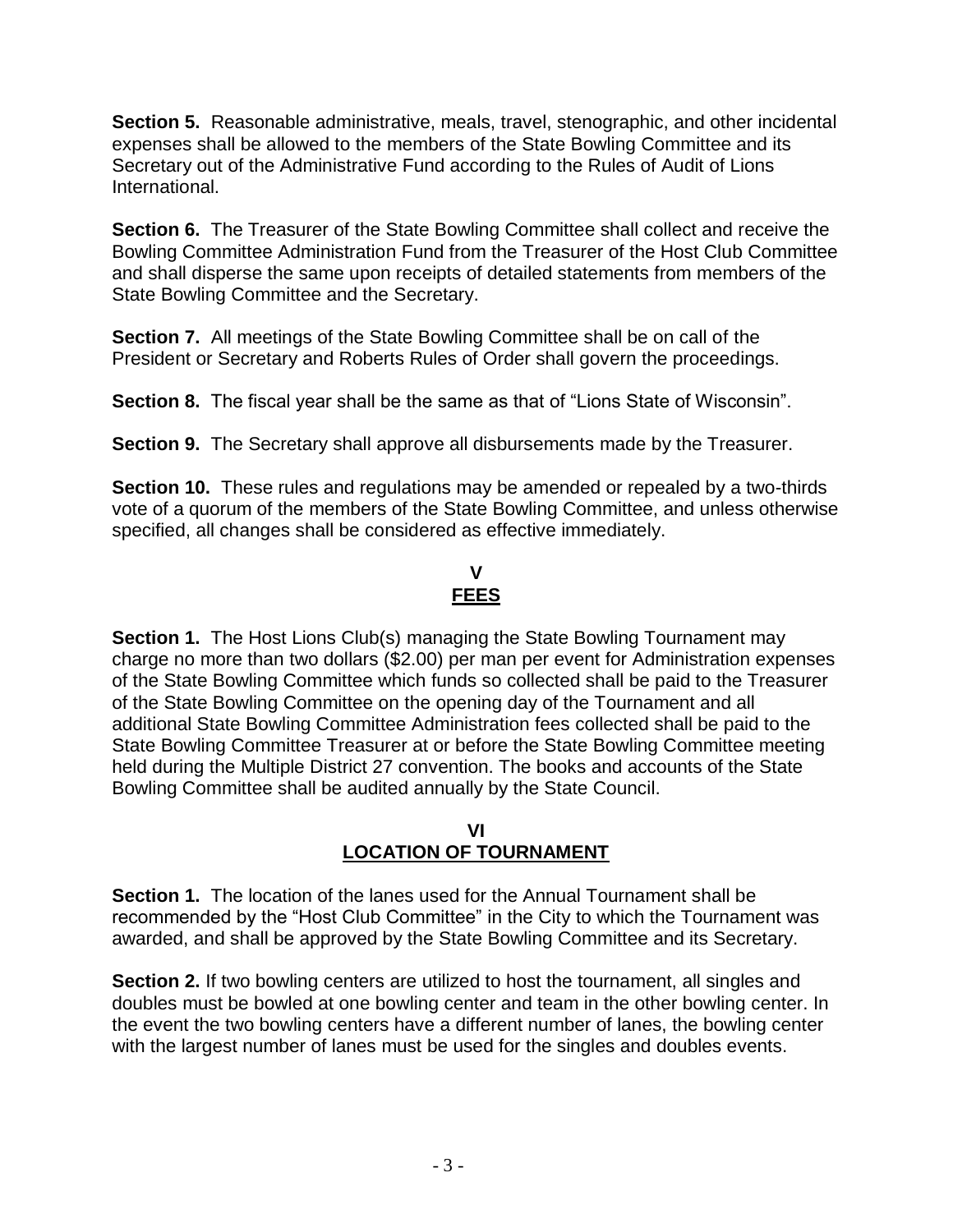**Section 5.** Reasonable administrative, meals, travel, stenographic, and other incidental expenses shall be allowed to the members of the State Bowling Committee and its Secretary out of the Administrative Fund according to the Rules of Audit of Lions International.

**Section 6.** The Treasurer of the State Bowling Committee shall collect and receive the Bowling Committee Administration Fund from the Treasurer of the Host Club Committee and shall disperse the same upon receipts of detailed statements from members of the State Bowling Committee and the Secretary.

**Section 7.** All meetings of the State Bowling Committee shall be on call of the President or Secretary and Roberts Rules of Order shall govern the proceedings.

**Section 8.** The fiscal year shall be the same as that of "Lions State of Wisconsin".

**Section 9.** The Secretary shall approve all disbursements made by the Treasurer.

**Section 10.** These rules and regulations may be amended or repealed by a two-thirds vote of a quorum of the members of the State Bowling Committee, and unless otherwise specified, all changes shall be considered as effective immediately.

## V
## FEES

**Section 1.** The Host Lions Club(s) managing the State Bowling Tournament may charge no more than two dollars ($2.00) per man per event for Administration expenses of the State Bowling Committee which funds so collected shall be paid to the Treasurer of the State Bowling Committee on the opening day of the Tournament and all additional State Bowling Committee Administration fees collected shall be paid to the State Bowling Committee Treasurer at or before the State Bowling Committee meeting held during the Multiple District 27 convention. The books and accounts of the State Bowling Committee shall be audited annually by the State Council.

## VI
## LOCATION OF TOURNAMENT

**Section 1.** The location of the lanes used for the Annual Tournament shall be recommended by the "Host Club Committee" in the City to which the Tournament was awarded, and shall be approved by the State Bowling Committee and its Secretary.

**Section 2.** If two bowling centers are utilized to host the tournament, all singles and doubles must be bowled at one bowling center and team in the other bowling center. In the event the two bowling centers have a different number of lanes, the bowling center with the largest number of lanes must be used for the singles and doubles events.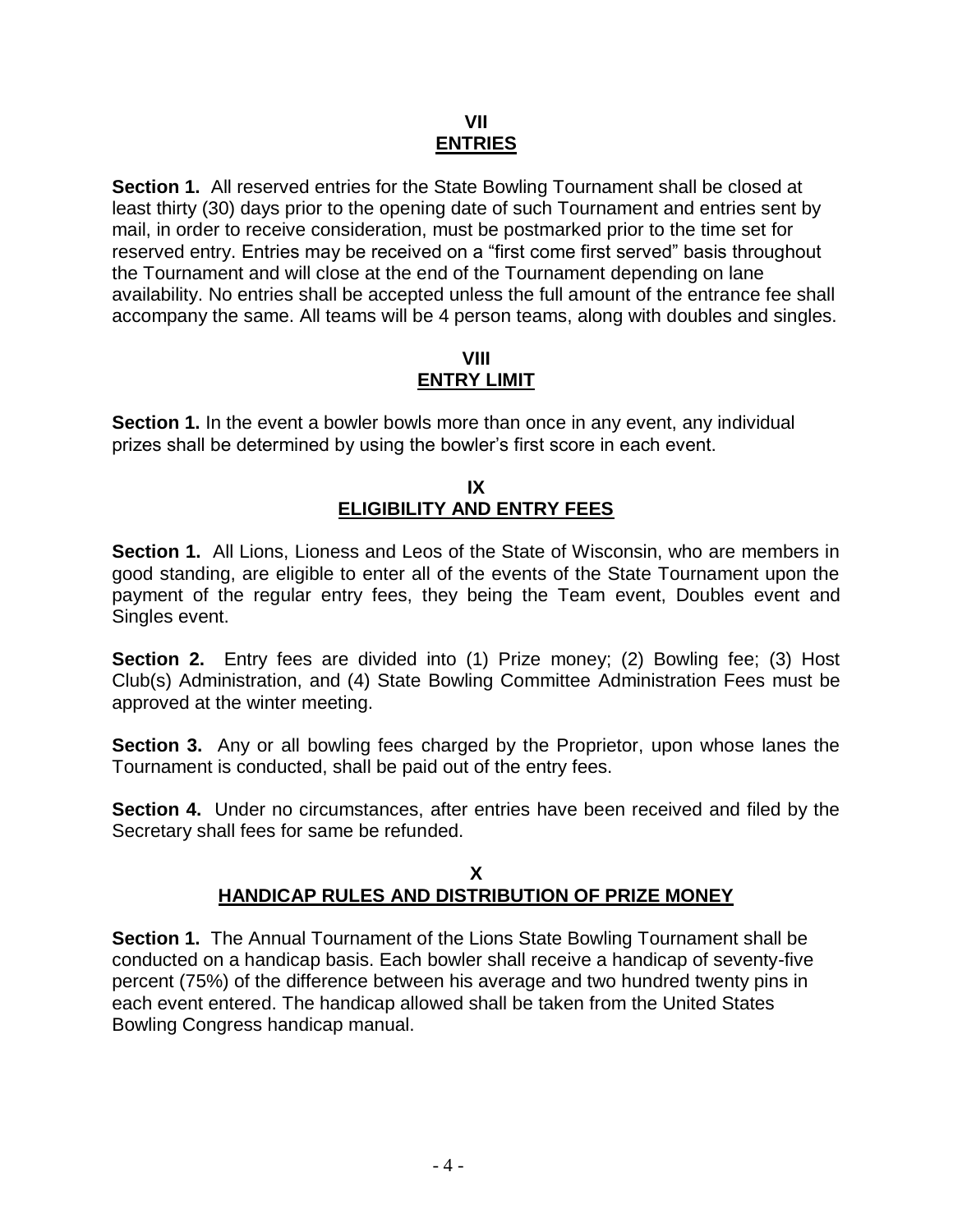## VII
## ENTRIES

**Section 1.** All reserved entries for the State Bowling Tournament shall be closed at least thirty (30) days prior to the opening date of such Tournament and entries sent by mail, in order to receive consideration, must be postmarked prior to the time set for reserved entry. Entries may be received on a "first come first served" basis throughout the Tournament and will close at the end of the Tournament depending on lane availability. No entries shall be accepted unless the full amount of the entrance fee shall accompany the same. All teams will be 4 person teams, along with doubles and singles.

## VIII
## ENTRY LIMIT

**Section 1.** In the event a bowler bowls more than once in any event, any individual prizes shall be determined by using the bowler's first score in each event.

## IX
## ELIGIBILITY AND ENTRY FEES

**Section 1.** All Lions, Lioness and Leos of the State of Wisconsin, who are members in good standing, are eligible to enter all of the events of the State Tournament upon the payment of the regular entry fees, they being the Team event, Doubles event and Singles event.

**Section 2.** Entry fees are divided into (1) Prize money; (2) Bowling fee; (3) Host Club(s) Administration, and (4) State Bowling Committee Administration Fees must be approved at the winter meeting.

**Section 3.** Any or all bowling fees charged by the Proprietor, upon whose lanes the Tournament is conducted, shall be paid out of the entry fees.

**Section 4.** Under no circumstances, after entries have been received and filed by the Secretary shall fees for same be refunded.

## X
## HANDICAP RULES AND DISTRIBUTION OF PRIZE MONEY

**Section 1.** The Annual Tournament of the Lions State Bowling Tournament shall be conducted on a handicap basis. Each bowler shall receive a handicap of seventy-five percent (75%) of the difference between his average and two hundred twenty pins in each event entered. The handicap allowed shall be taken from the United States Bowling Congress handicap manual.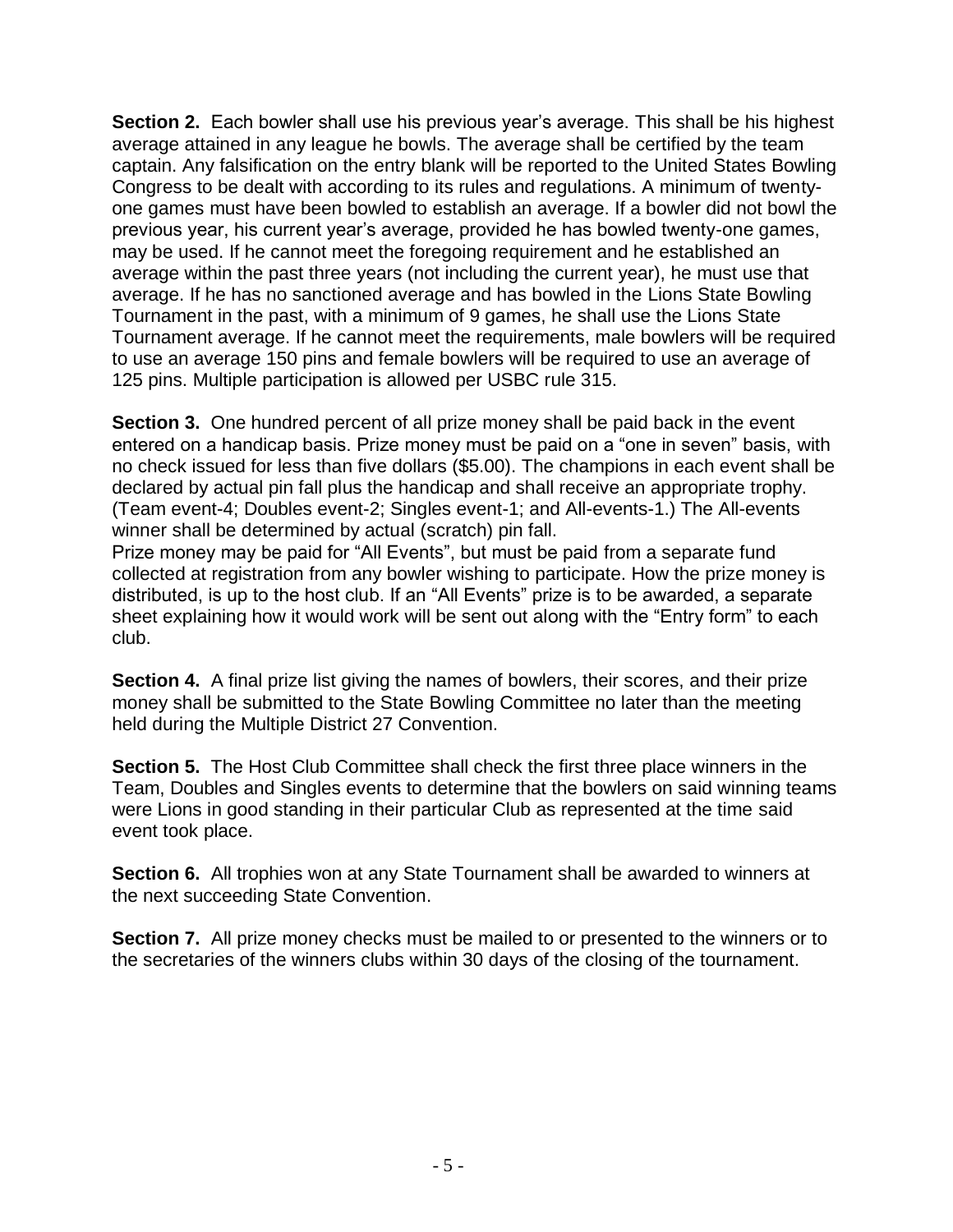**Section 2.** Each bowler shall use his previous year's average. This shall be his highest average attained in any league he bowls. The average shall be certified by the team captain. Any falsification on the entry blank will be reported to the United States Bowling Congress to be dealt with according to its rules and regulations. A minimum of twenty-one games must have been bowled to establish an average. If a bowler did not bowl the previous year, his current year's average, provided he has bowled twenty-one games, may be used. If he cannot meet the foregoing requirement and he established an average within the past three years (not including the current year), he must use that average. If he has no sanctioned average and has bowled in the Lions State Bowling Tournament in the past, with a minimum of 9 games, he shall use the Lions State Tournament average. If he cannot meet the requirements, male bowlers will be required to use an average 150 pins and female bowlers will be required to use an average of 125 pins. Multiple participation is allowed per USBC rule 315.

**Section 3.** One hundred percent of all prize money shall be paid back in the event entered on a handicap basis. Prize money must be paid on a "one in seven" basis, with no check issued for less than five dollars ($5.00). The champions in each event shall be declared by actual pin fall plus the handicap and shall receive an appropriate trophy. (Team event-4; Doubles event-2; Singles event-1; and All-events-1.) The All-events winner shall be determined by actual (scratch) pin fall.
Prize money may be paid for "All Events", but must be paid from a separate fund collected at registration from any bowler wishing to participate. How the prize money is distributed, is up to the host club. If an "All Events" prize is to be awarded, a separate sheet explaining how it would work will be sent out along with the "Entry form" to each club.

**Section 4.** A final prize list giving the names of bowlers, their scores, and their prize money shall be submitted to the State Bowling Committee no later than the meeting held during the Multiple District 27 Convention.

**Section 5.** The Host Club Committee shall check the first three place winners in the Team, Doubles and Singles events to determine that the bowlers on said winning teams were Lions in good standing in their particular Club as represented at the time said event took place.

**Section 6.** All trophies won at any State Tournament shall be awarded to winners at the next succeeding State Convention.

**Section 7.** All prize money checks must be mailed to or presented to the winners or to the secretaries of the winners clubs within 30 days of the closing of the tournament.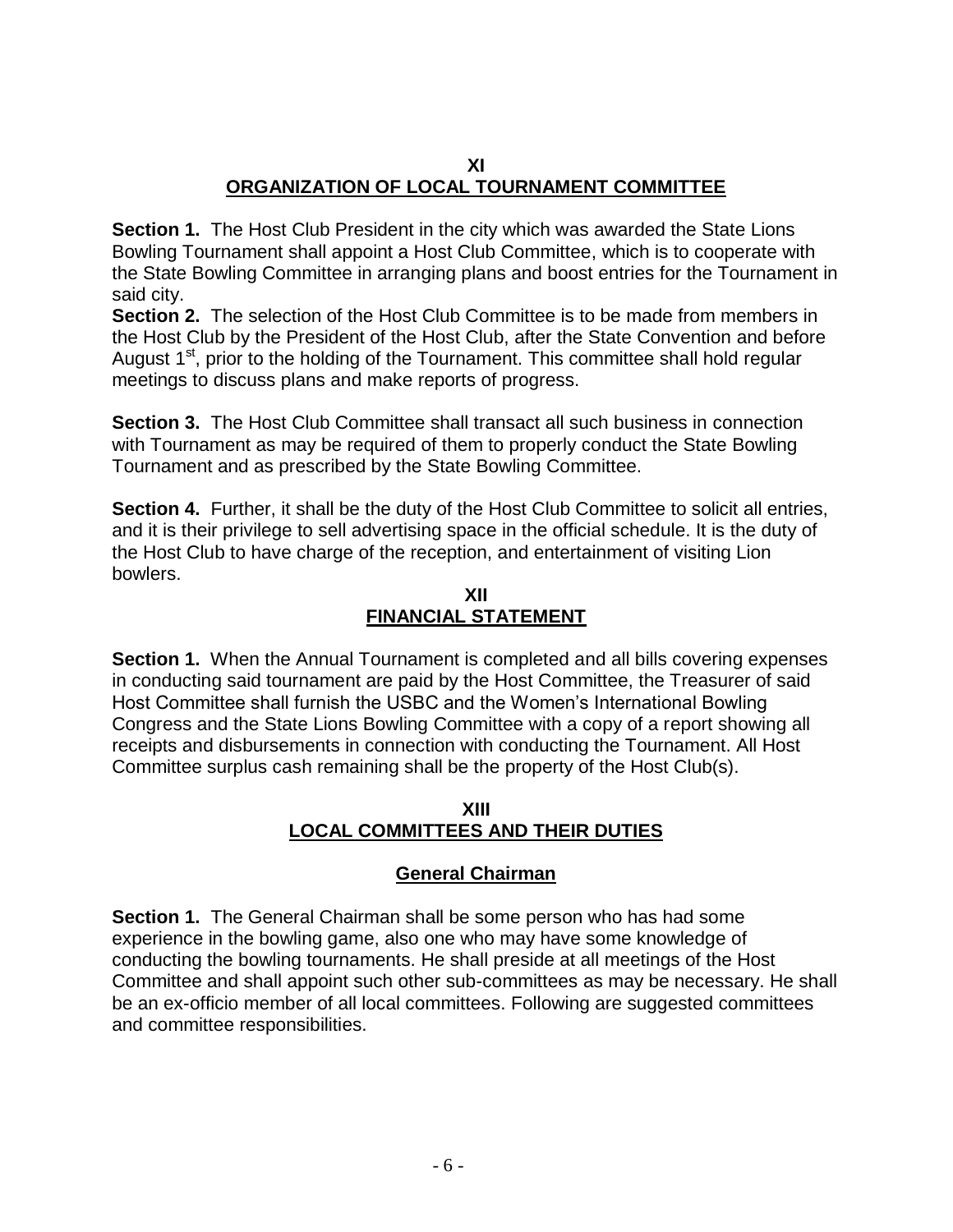## XI
## ORGANIZATION OF LOCAL TOURNAMENT COMMITTEE

**Section 1.** The Host Club President in the city which was awarded the State Lions Bowling Tournament shall appoint a Host Club Committee, which is to cooperate with the State Bowling Committee in arranging plans and boost entries for the Tournament in said city.

**Section 2.** The selection of the Host Club Committee is to be made from members in the Host Club by the President of the Host Club, after the State Convention and before August 1st, prior to the holding of the Tournament. This committee shall hold regular meetings to discuss plans and make reports of progress.

**Section 3.** The Host Club Committee shall transact all such business in connection with Tournament as may be required of them to properly conduct the State Bowling Tournament and as prescribed by the State Bowling Committee.

**Section 4.** Further, it shall be the duty of the Host Club Committee to solicit all entries, and it is their privilege to sell advertising space in the official schedule. It is the duty of the Host Club to have charge of the reception, and entertainment of visiting Lion bowlers.

## XII
## FINANCIAL STATEMENT

**Section 1.** When the Annual Tournament is completed and all bills covering expenses in conducting said tournament are paid by the Host Committee, the Treasurer of said Host Committee shall furnish the USBC and the Women's International Bowling Congress and the State Lions Bowling Committee with a copy of a report showing all receipts and disbursements in connection with conducting the Tournament. All Host Committee surplus cash remaining shall be the property of the Host Club(s).

## XIII
## LOCAL COMMITTEES AND THEIR DUTIES

### General Chairman

**Section 1.** The General Chairman shall be some person who has had some experience in the bowling game, also one who may have some knowledge of conducting the bowling tournaments. He shall preside at all meetings of the Host Committee and shall appoint such other sub-committees as may be necessary. He shall be an ex-officio member of all local committees. Following are suggested committees and committee responsibilities.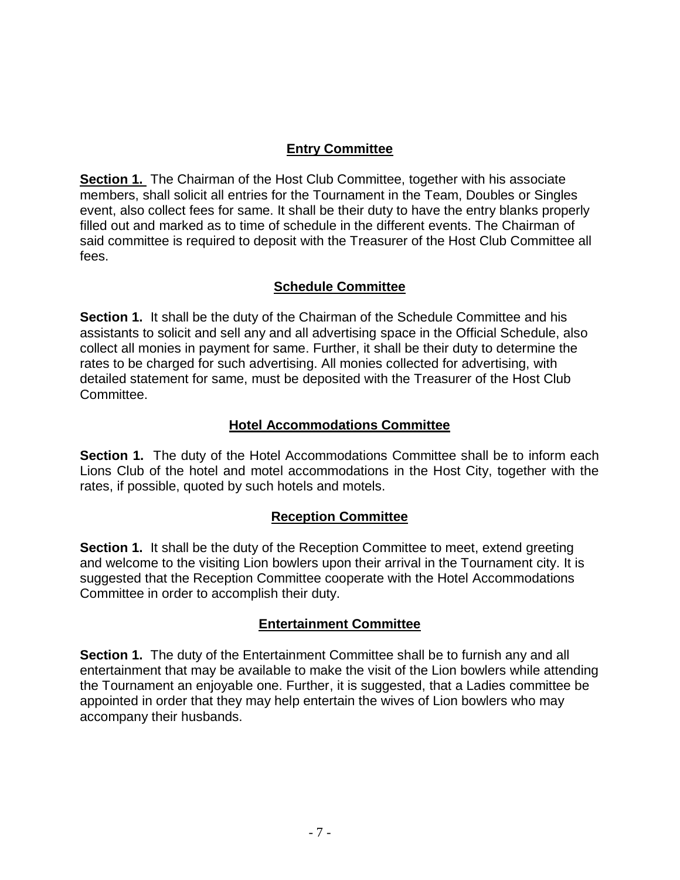## Entry Committee

**Section 1.** The Chairman of the Host Club Committee, together with his associate members, shall solicit all entries for the Tournament in the Team, Doubles or Singles event, also collect fees for same. It shall be their duty to have the entry blanks properly filled out and marked as to time of schedule in the different events. The Chairman of said committee is required to deposit with the Treasurer of the Host Club Committee all fees.

## Schedule Committee

**Section 1.** It shall be the duty of the Chairman of the Schedule Committee and his assistants to solicit and sell any and all advertising space in the Official Schedule, also collect all monies in payment for same. Further, it shall be their duty to determine the rates to be charged for such advertising. All monies collected for advertising, with detailed statement for same, must be deposited with the Treasurer of the Host Club Committee.

## Hotel Accommodations Committee

**Section 1.** The duty of the Hotel Accommodations Committee shall be to inform each Lions Club of the hotel and motel accommodations in the Host City, together with the rates, if possible, quoted by such hotels and motels.

## Reception Committee

**Section 1.** It shall be the duty of the Reception Committee to meet, extend greeting and welcome to the visiting Lion bowlers upon their arrival in the Tournament city. It is suggested that the Reception Committee cooperate with the Hotel Accommodations Committee in order to accomplish their duty.

## Entertainment Committee

**Section 1.** The duty of the Entertainment Committee shall be to furnish any and all entertainment that may be available to make the visit of the Lion bowlers while attending the Tournament an enjoyable one. Further, it is suggested, that a Ladies committee be appointed in order that they may help entertain the wives of Lion bowlers who may accompany their husbands.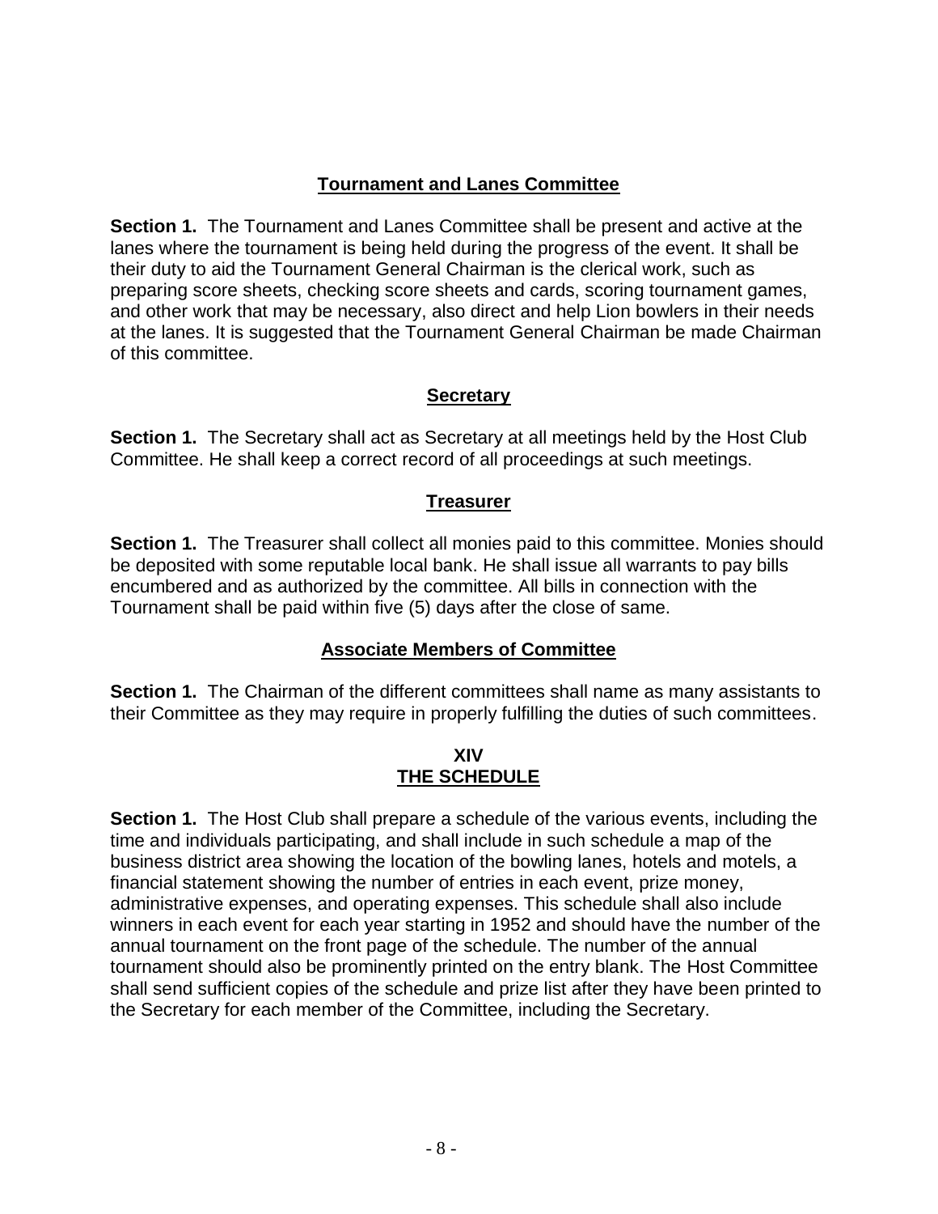## Tournament and Lanes Committee

**Section 1.** The Tournament and Lanes Committee shall be present and active at the lanes where the tournament is being held during the progress of the event. It shall be their duty to aid the Tournament General Chairman is the clerical work, such as preparing score sheets, checking score sheets and cards, scoring tournament games, and other work that may be necessary, also direct and help Lion bowlers in their needs at the lanes. It is suggested that the Tournament General Chairman be made Chairman of this committee.

## Secretary

**Section 1.** The Secretary shall act as Secretary at all meetings held by the Host Club Committee. He shall keep a correct record of all proceedings at such meetings.

## Treasurer

**Section 1.** The Treasurer shall collect all monies paid to this committee. Monies should be deposited with some reputable local bank. He shall issue all warrants to pay bills encumbered and as authorized by the committee. All bills in connection with the Tournament shall be paid within five (5) days after the close of same.

## Associate Members of Committee

**Section 1.** The Chairman of the different committees shall name as many assistants to their Committee as they may require in properly fulfilling the duties of such committees.

# XIV
# THE SCHEDULE

**Section 1.** The Host Club shall prepare a schedule of the various events, including the time and individuals participating, and shall include in such schedule a map of the business district area showing the location of the bowling lanes, hotels and motels, a financial statement showing the number of entries in each event, prize money, administrative expenses, and operating expenses. This schedule shall also include winners in each event for each year starting in 1952 and should have the number of the annual tournament on the front page of the schedule. The number of the annual tournament should also be prominently printed on the entry blank. The Host Committee shall send sufficient copies of the schedule and prize list after they have been printed to the Secretary for each member of the Committee, including the Secretary.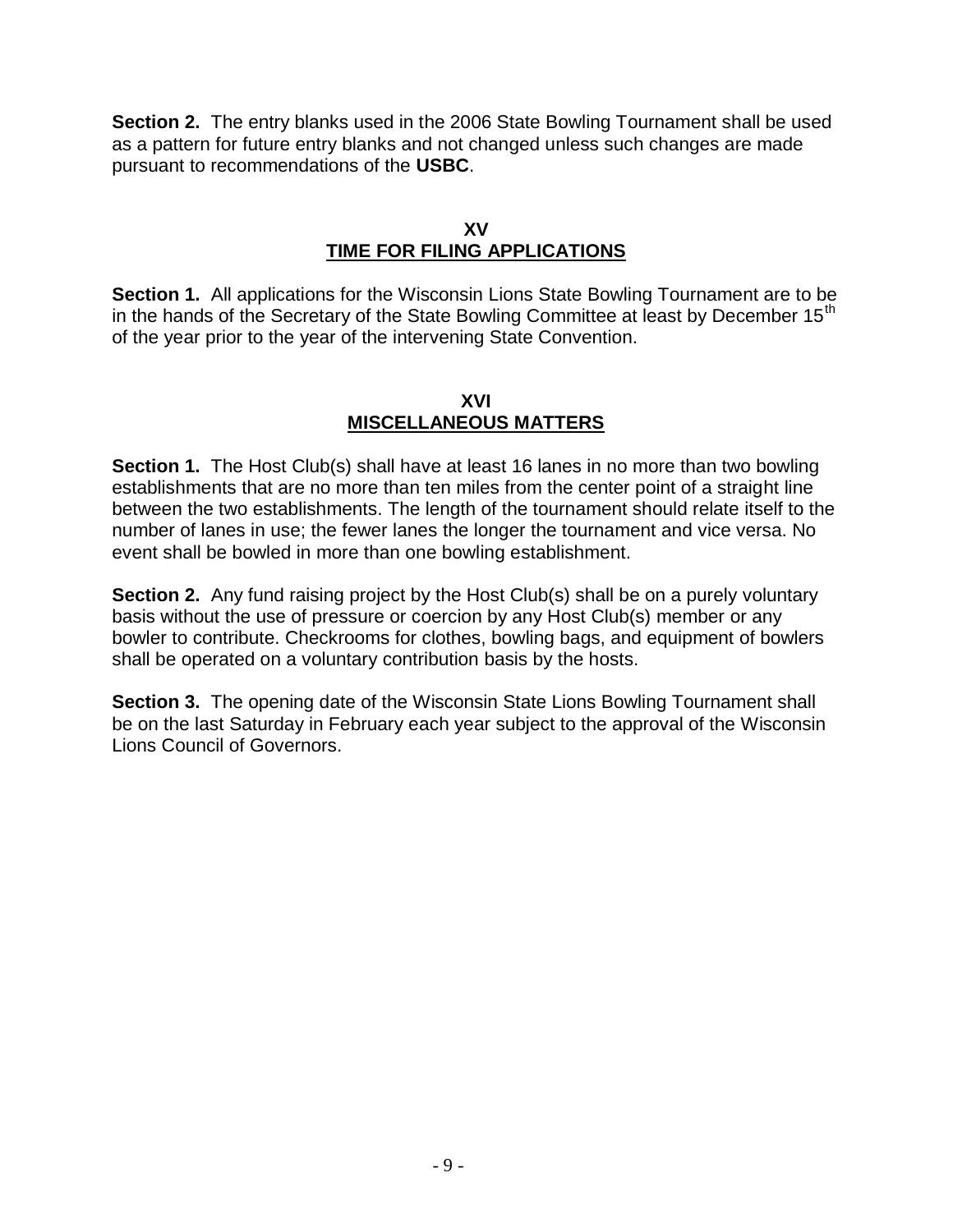**Section 2.** The entry blanks used in the 2006 State Bowling Tournament shall be used as a pattern for future entry blanks and not changed unless such changes are made pursuant to recommendations of the **USBC**.

## XV
## TIME FOR FILING APPLICATIONS

**Section 1.** All applications for the Wisconsin Lions State Bowling Tournament are to be in the hands of the Secretary of the State Bowling Committee at least by December 15th of the year prior to the year of the intervening State Convention.

## XVI
## MISCELLANEOUS MATTERS

**Section 1.** The Host Club(s) shall have at least 16 lanes in no more than two bowling establishments that are no more than ten miles from the center point of a straight line between the two establishments. The length of the tournament should relate itself to the number of lanes in use; the fewer lanes the longer the tournament and vice versa. No event shall be bowled in more than one bowling establishment.

**Section 2.** Any fund raising project by the Host Club(s) shall be on a purely voluntary basis without the use of pressure or coercion by any Host Club(s) member or any bowler to contribute. Checkrooms for clothes, bowling bags, and equipment of bowlers shall be operated on a voluntary contribution basis by the hosts.

**Section 3.** The opening date of the Wisconsin State Lions Bowling Tournament shall be on the last Saturday in February each year subject to the approval of the Wisconsin Lions Council of Governors.